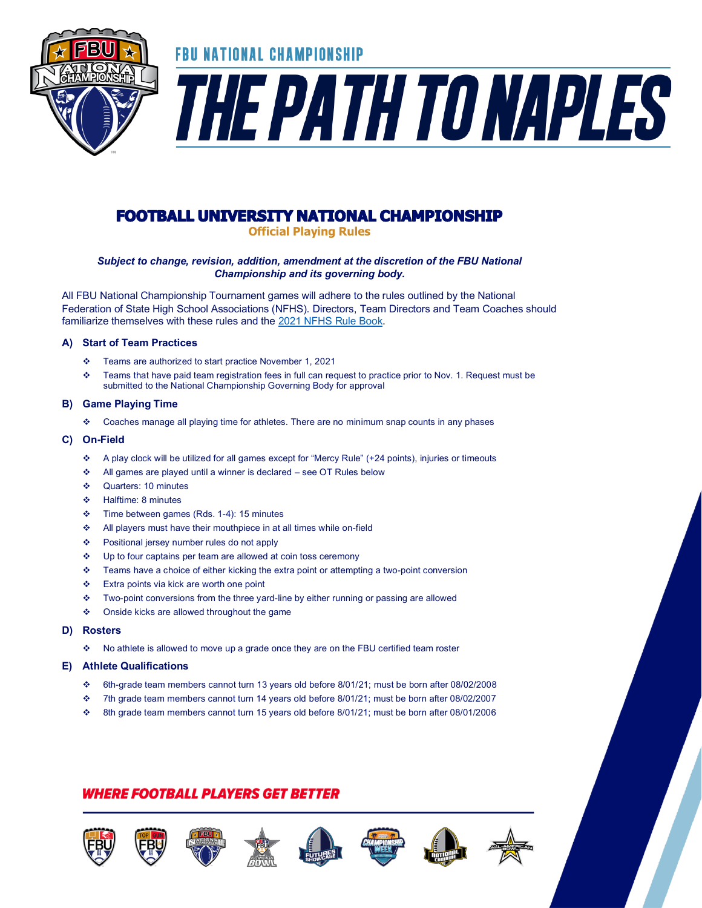FBU NATIONAL CHAMPIONSHIP

# THE PATH TO NAPLES

## FOOTBALL UNIVERSITY NATIONAL CHAMPIONSHIP

**Official Playing Rules**

***Subject to change, revision, addition, amendment at the discretion of the FBU National Championship and its governing body.***

All FBU National Championship Tournament games will adhere to the rules outlined by the National Federation of State High School Associations (NFHS). Directors, Team Directors and Team Coaches should familiarize themselves with these rules and the 2021 NFHS Rule Book.

### A) Start of Team Practices

- Teams are authorized to start practice November 1, 2021
- Teams that have paid team registration fees in full can request to practice prior to Nov. 1. Request must be submitted to the National Championship Governing Body for approval

### B) Game Playing Time

- Coaches manage all playing time for athletes. There are no minimum snap counts in any phases

### C) On-Field

- A play clock will be utilized for all games except for "Mercy Rule" (+24 points), injuries or timeouts
- All games are played until a winner is declared – see OT Rules below
- Quarters: 10 minutes
- Halftime: 8 minutes
- Time between games (Rds. 1-4): 15 minutes
- All players must have their mouthpiece in at all times while on-field
- Positional jersey number rules do not apply
- Up to four captains per team are allowed at coin toss ceremony
- Teams have a choice of either kicking the extra point or attempting a two-point conversion
- Extra points via kick are worth one point
- Two-point conversions from the three yard-line by either running or passing are allowed
- Onside kicks are allowed throughout the game

### D) Rosters

- No athlete is allowed to move up a grade once they are on the FBU certified team roster

### E) Athlete Qualifications

- 6th-grade team members cannot turn 13 years old before 8/01/21; must be born after 08/02/2008
- 7th grade team members cannot turn 14 years old before 8/01/21; must be born after 08/02/2007
- 8th grade team members cannot turn 15 years old before 8/01/21; must be born after 08/01/2006

**WHERE FOOTBALL PLAYERS GET BETTER**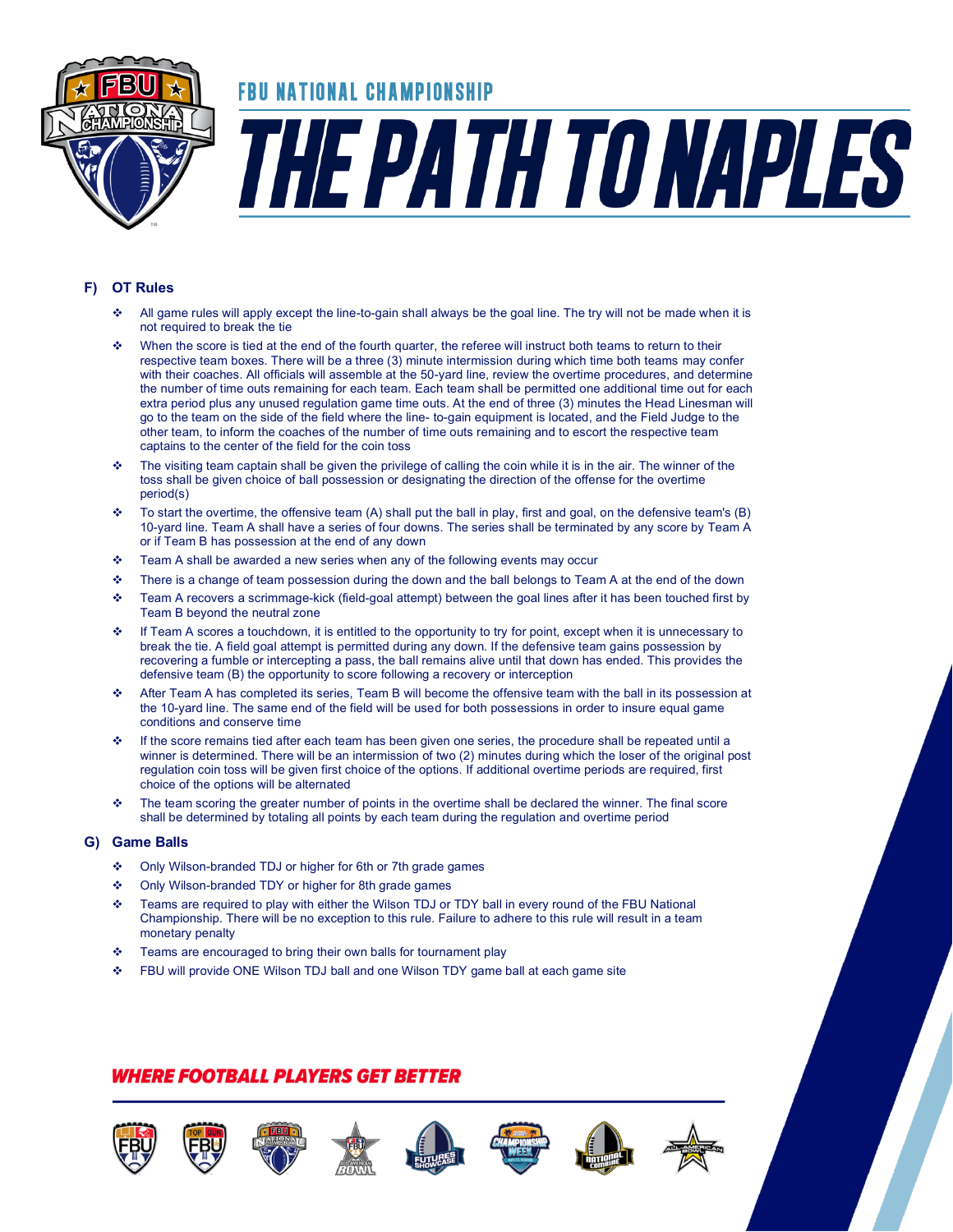### F) OT Rules

- All game rules will apply except the line-to-gain shall always be the goal line. The try will not be made when it is not required to break the tie
- When the score is tied at the end of the fourth quarter, the referee will instruct both teams to return to their respective team boxes. There will be a three (3) minute intermission during which time both teams may confer with their coaches. All officials will assemble at the 50-yard line, review the overtime procedures, and determine the number of time outs remaining for each team. Each team shall be permitted one additional time out for each extra period plus any unused regulation game time outs. At the end of three (3) minutes the Head Linesman will go to the team on the side of the field where the line- to-gain equipment is located, and the Field Judge to the other team, to inform the coaches of the number of time outs remaining and to escort the respective team captains to the center of the field for the coin toss
- The visiting team captain shall be given the privilege of calling the coin while it is in the air. The winner of the toss shall be given choice of ball possession or designating the direction of the offense for the overtime period(s)
- To start the overtime, the offensive team (A) shall put the ball in play, first and goal, on the defensive team's (B) 10-yard line. Team A shall have a series of four downs. The series shall be terminated by any score by Team A or if Team B has possession at the end of any down
- Team A shall be awarded a new series when any of the following events may occur
- There is a change of team possession during the down and the ball belongs to Team A at the end of the down
- Team A recovers a scrimmage-kick (field-goal attempt) between the goal lines after it has been touched first by Team B beyond the neutral zone
- If Team A scores a touchdown, it is entitled to the opportunity to try for point, except when it is unnecessary to break the tie. A field goal attempt is permitted during any down. If the defensive team gains possession by recovering a fumble or intercepting a pass, the ball remains alive until that down has ended. This provides the defensive team (B) the opportunity to score following a recovery or interception
- After Team A has completed its series, Team B will become the offensive team with the ball in its possession at the 10-yard line. The same end of the field will be used for both possessions in order to insure equal game conditions and conserve time
- If the score remains tied after each team has been given one series, the procedure shall be repeated until a winner is determined. There will be an intermission of two (2) minutes during which the loser of the original post regulation coin toss will be given first choice of the options. If additional overtime periods are required, first choice of the options will be alternated
- The team scoring the greater number of points in the overtime shall be declared the winner. The final score shall be determined by totaling all points by each team during the regulation and overtime period

### G) Game Balls

- Only Wilson-branded TDJ or higher for 6th or 7th grade games
- Only Wilson-branded TDY or higher for 8th grade games
- Teams are required to play with either the Wilson TDJ or TDY ball in every round of the FBU National Championship. There will be no exception to this rule. Failure to adhere to this rule will result in a team monetary penalty
- Teams are encouraged to bring their own balls for tournament play
- FBU will provide ONE Wilson TDJ ball and one Wilson TDY game ball at each game site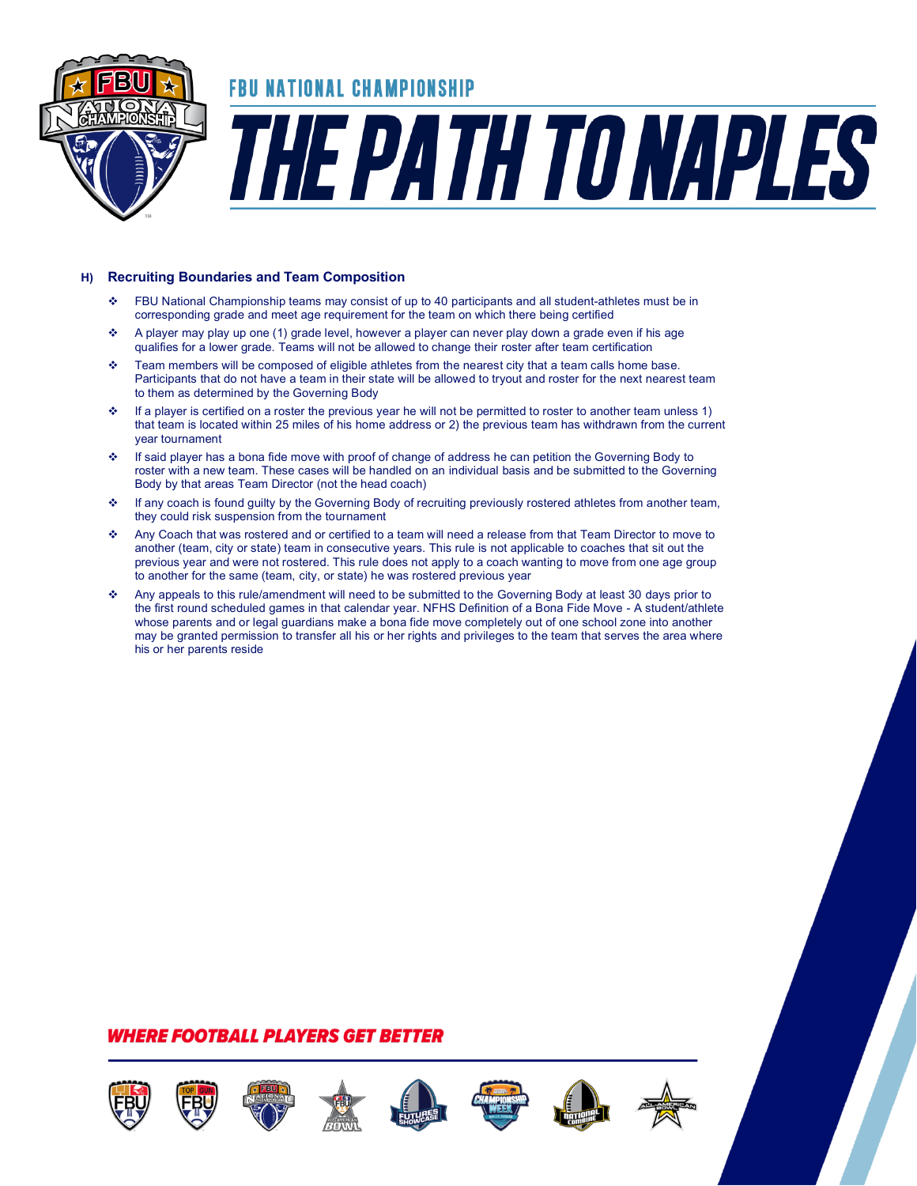### H) Recruiting Boundaries and Team Composition

- FBU National Championship teams may consist of up to 40 participants and all student-athletes must be in corresponding grade and meet age requirement for the team on which there being certified
- A player may play up one (1) grade level, however a player can never play down a grade even if his age qualifies for a lower grade. Teams will not be allowed to change their roster after team certification
- Team members will be composed of eligible athletes from the nearest city that a team calls home base. Participants that do not have a team in their state will be allowed to tryout and roster for the next nearest team to them as determined by the Governing Body
- If a player is certified on a roster the previous year he will not be permitted to roster to another team unless 1) that team is located within 25 miles of his home address or 2) the previous team has withdrawn from the current year tournament
- If said player has a bona fide move with proof of change of address he can petition the Governing Body to roster with a new team. These cases will be handled on an individual basis and be submitted to the Governing Body by that areas Team Director (not the head coach)
- If any coach is found guilty by the Governing Body of recruiting previously rostered athletes from another team, they could risk suspension from the tournament
- Any Coach that was rostered and or certified to a team will need a release from that Team Director to move to another (team, city or state) team in consecutive years. This rule is not applicable to coaches that sit out the previous year and were not rostered. This rule does not apply to a coach wanting to move from one age group to another for the same (team, city, or state) he was rostered previous year
- Any appeals to this rule/amendment will need to be submitted to the Governing Body at least 30 days prior to the first round scheduled games in that calendar year. NFHS Definition of a Bona Fide Move - A student/athlete whose parents and or legal guardians make a bona fide move completely out of one school zone into another may be granted permission to transfer all his or her rights and privileges to the team that serves the area where his or her parents reside